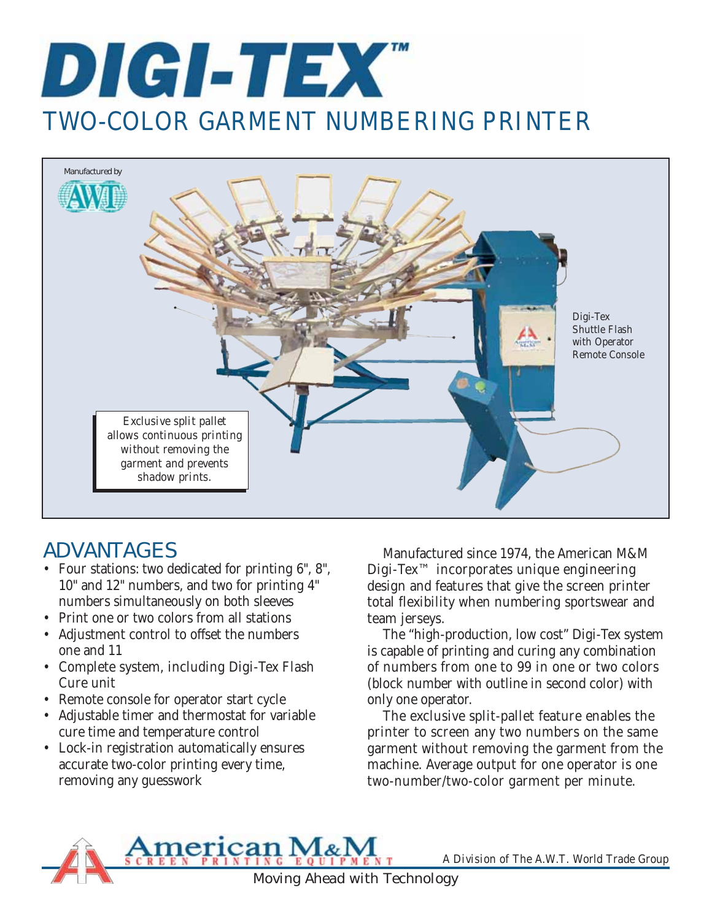# DIGI-TEX™

## TWO-COLOR GARMENT NUMBERING PRINTER

Manufactured by AWT

Digi-Tex Shuttle Flash with Operator Remote Console

Exclusive split pallet allows continuous printing without removing the garment and prevents shadow prints.

## ADVANTAGES

- Four stations: two dedicated for printing 6", 8", 10" and 12" numbers, and two for printing 4" numbers simultaneously on both sleeves
- Print one or two colors from all stations
- Adjustment control to offset the numbers one and 11
- Complete system, including Digi-Tex Flash Cure unit
- Remote console for operator start cycle
- Adjustable timer and thermostat for variable cure time and temperature control
- Lock-in registration automatically ensures accurate two-color printing every time, removing any guesswork

Manufactured since 1974, the American M&M Digi-Tex™ incorporates unique engineering design and features that give the screen printer total flexibility when numbering sportswear and team jerseys.

The "high-production, low cost" Digi-Tex system is capable of printing and curing any combination of numbers from one to 99 in one or two colors (block number with outline in second color) with only one operator.

The exclusive split-pallet feature enables the printer to screen any two numbers on the same garment without removing the garment from the machine. Average output for one operator is one two-number/two-color garment per minute.

American M&M SCREEN PRINTING EQUIPMENT

A Division of The A.W.T. World Trade Group

Moving Ahead with Technology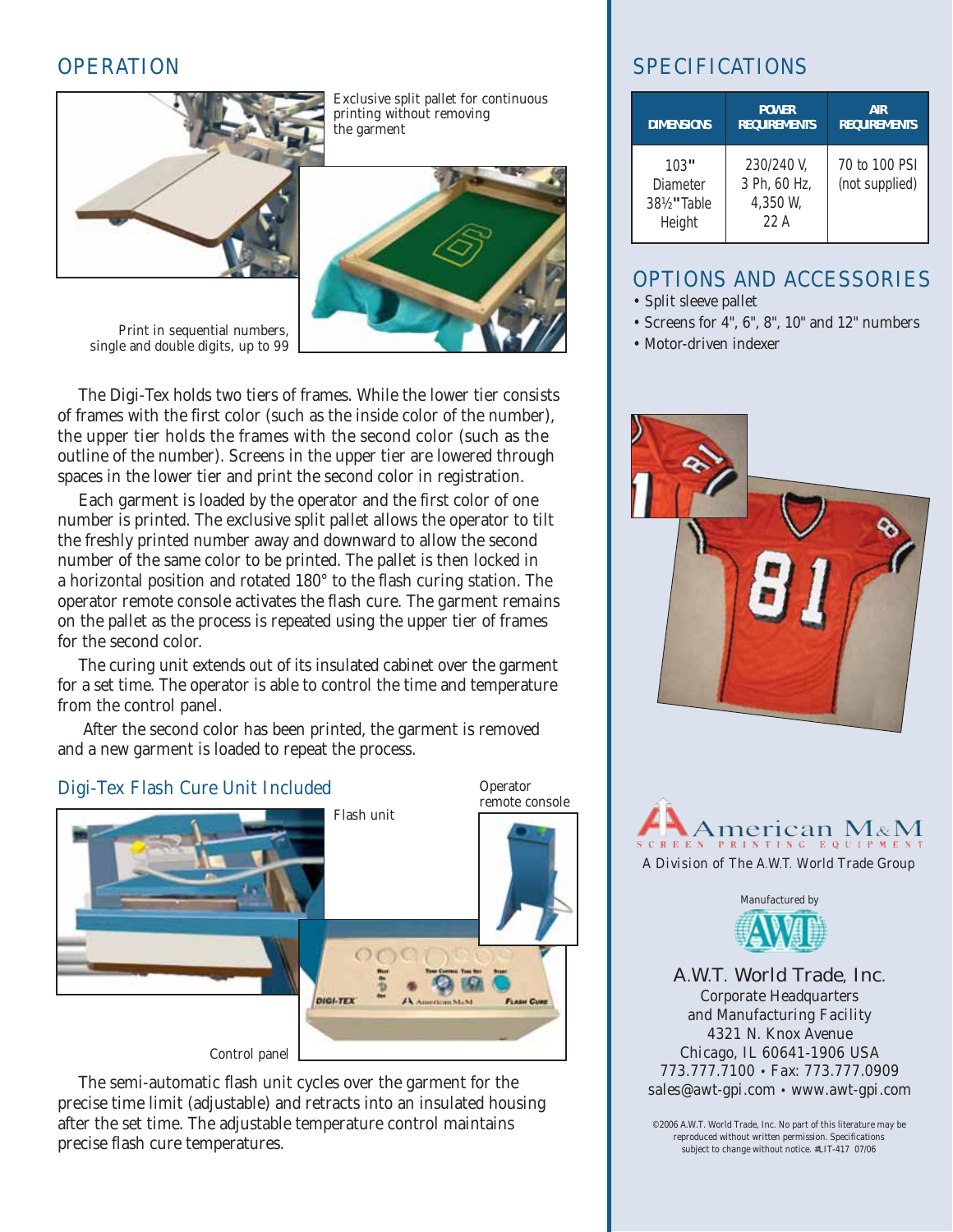## OPERATION

Exclusive split pallet for continuous printing without removing the garment

Print in sequential numbers, single and double digits, up to 99

The Digi-Tex holds two tiers of frames. While the lower tier consists of frames with the first color (such as the inside color of the number), the upper tier holds the frames with the second color (such as the outline of the number). Screens in the upper tier are lowered through spaces in the lower tier and print the second color in registration.

Each garment is loaded by the operator and the first color of one number is printed. The exclusive split pallet allows the operator to tilt the freshly printed number away and downward to allow the second number of the same color to be printed. The pallet is then locked in a horizontal position and rotated 180° to the flash curing station. The operator remote console activates the flash cure. The garment remains on the pallet as the process is repeated using the upper tier of frames for the second color.

The curing unit extends out of its insulated cabinet over the garment for a set time. The operator is able to control the time and temperature from the control panel.

After the second color has been printed, the garment is removed and a new garment is loaded to repeat the process.

### Digi-Tex Flash Cure Unit Included

Flash unit

Operator remote console

Control panel

The semi-automatic flash unit cycles over the garment for the precise time limit (adjustable) and retracts into an insulated housing after the set time. The adjustable temperature control maintains precise flash cure temperatures.

## SPECIFICATIONS

| DIMENSIONS | POWER REQUIREMENTS | AIR REQUIREMENTS |
|---|---|---|
| 103" Diameter 38½" Table Height | 230/240 V, 3 Ph, 60 Hz, 4,350 W, 22 A | 70 to 100 PSI (not supplied) |

## OPTIONS AND ACCESSORIES

- Split sleeve pallet
- Screens for 4", 6", 8", 10" and 12" numbers
- Motor-driven indexer

American M&M
SCREEN PRINTING EQUIPMENT
A Division of The A.W.T. World Trade Group

Manufactured by

AWT

A.W.T. World Trade, Inc.
Corporate Headquarters
and Manufacturing Facility
4321 N. Knox Avenue
Chicago, IL 60641-1906 USA
773.777.7100 • Fax: 773.777.0909
sales@awt-gpi.com • www.awt-gpi.com

©2006 A.W.T. World Trade, Inc. No part of this literature may be reproduced without written permission. Specifications subject to change without notice. #LIT-417 07/06